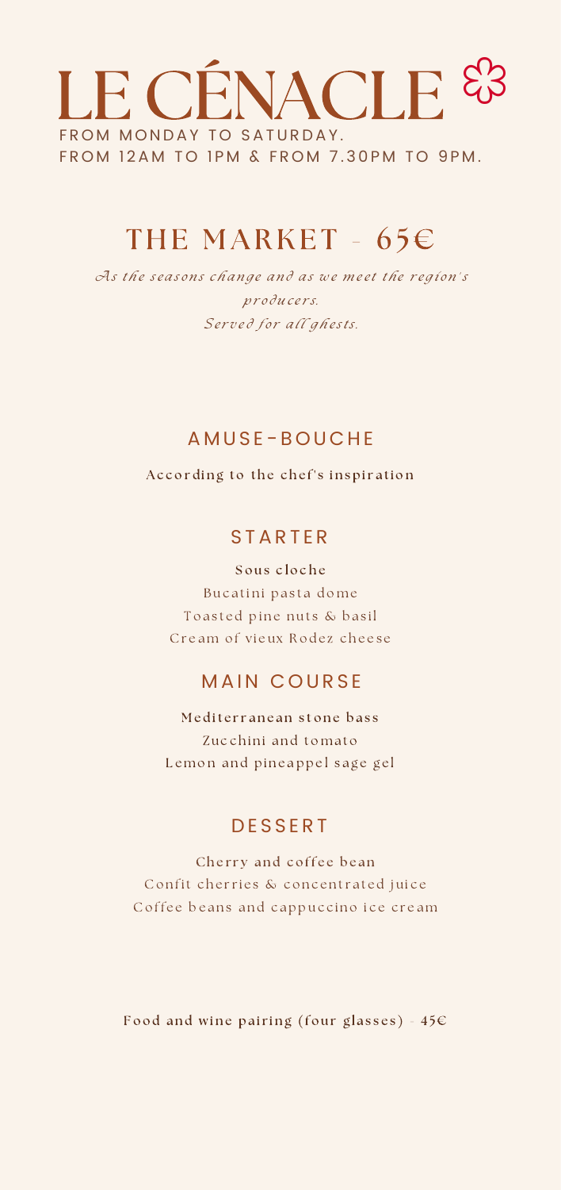# LE CÉNACLE

FROM MONDAY TO SATURDAY.
FROM 12AM TO 1PM & FROM 7.30PM TO 9PM.

## THE MARKET - 65€

*As the seasons change and as we meet the region's producers.*
*Served for all ghests.*

### AMUSE-BOUCHE

**According to the chef's inspiration**

### STARTER

**Sous cloche**
Bucatini pasta dome
Toasted pine nuts & basil
Cream of vieux Rodez cheese

### MAIN COURSE

**Mediterranean stone bass**
Zucchini and tomato
Lemon and pineappel sage gel

### DESSERT

**Cherry and coffee bean**
Confit cherries & concentrated juice
Coffee beans and cappuccino ice cream

**Food and wine pairing (four glasses) - 45€**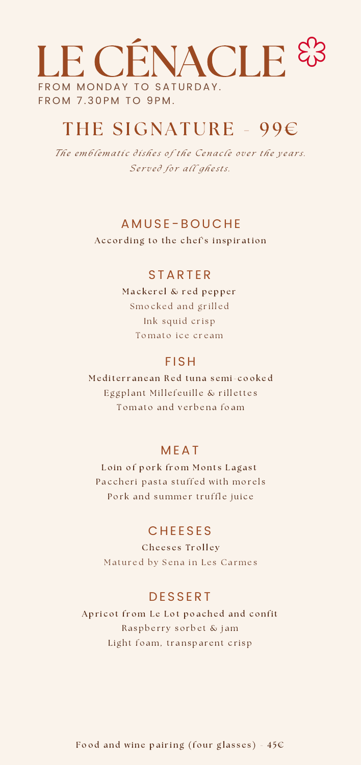# LE CÉNACLE

FROM MONDAY TO SATURDAY.
FROM 7.30PM TO 9PM.

## THE SIGNATURE - 99€

*The emblematic dishes of the Cenacle over the years.*
*Served for all ghests.*

### AMUSE-BOUCHE

**According to the chef's inspiration**

### STARTER

**Mackerel & red pepper**
Smocked and grilled
Ink squid crisp
Tomato ice cream

### FISH

**Mediterranean Red tuna semi-cooked**
Eggplant Millefeuille & rillettes
Tomato and verbena foam

### MEAT

**Loin of pork from Monts Lagast**
Paccheri pasta stuffed with morels
Pork and summer truffle juice

### CHEESES

**Cheeses Trolley**
Matured by Sena in Les Carmes

### DESSERT

**Apricot from Le Lot poached and confit**
Raspberry sorbet & jam
Light foam, transparent crisp

**Food and wine pairing (four glasses) - 45€**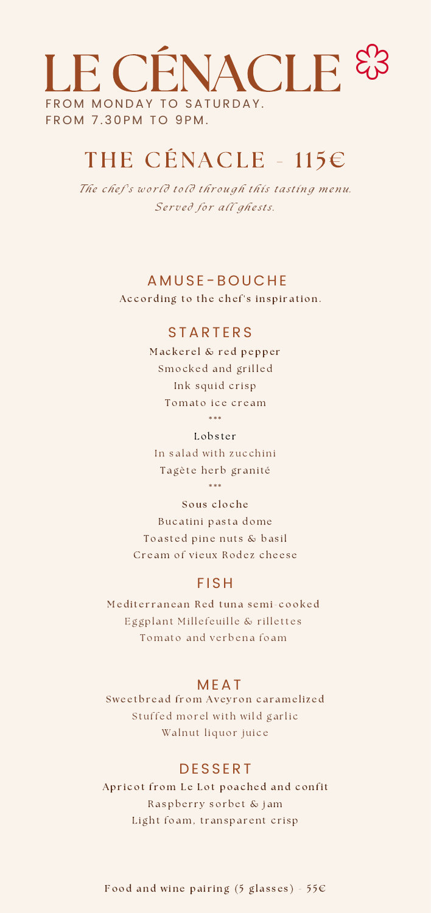# LE CÉNACLE

FROM MONDAY TO SATURDAY.
FROM 7.30PM TO 9PM.

## THE CÉNACLE - 115€

*The chef's world told through this tasting menu.*
*Served for all ghests.*

### AMUSE-BOUCHE

According to the chef's inspiration.

### STARTERS

**Mackerel & red pepper**
Smocked and grilled
Ink squid crisp
Tomato ice cream

***

**Lobster**
In salad with zucchini
Tagète herb granité

***

**Sous cloche**
Bucatini pasta dome
Toasted pine nuts & basil
Cream of vieux Rodez cheese

### FISH

**Mediterranean Red tuna semi-cooked**
Eggplant Millefeuille & rillettes
Tomato and verbena foam

### MEAT

**Sweetbread from Aveyron caramelized**
Stuffed morel with wild garlic
Walnut liquor juice

### DESSERT

**Apricot from Le Lot poached and confit**
Raspberry sorbet & jam
Light foam, transparent crisp

Food and wine pairing (5 glasses) - 55€